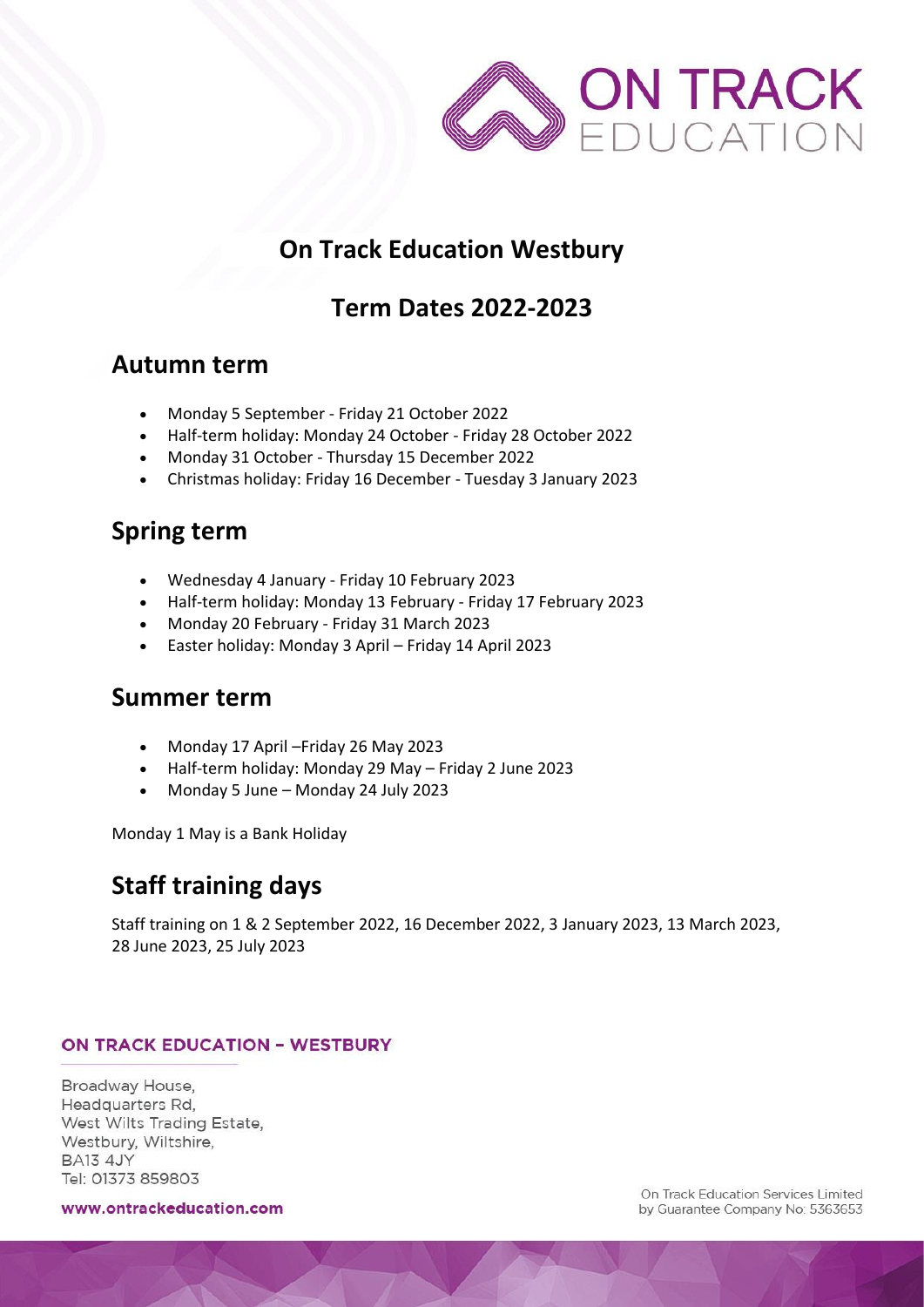# On Track Education Westbury

## Term Dates 2022-2023

## Autumn term

- Monday 5 September - Friday 21 October 2022
- Half-term holiday: Monday 24 October - Friday 28 October 2022
- Monday 31 October - Thursday 15 December 2022
- Christmas holiday: Friday 16 December - Tuesday 3 January 2023

## Spring term

- Wednesday 4 January - Friday 10 February 2023
- Half-term holiday: Monday 13 February - Friday 17 February 2023
- Monday 20 February - Friday 31 March 2023
- Easter holiday: Monday 3 April – Friday 14 April 2023

## Summer term

- Monday 17 April –Friday 26 May 2023
- Half-term holiday: Monday 29 May – Friday 2 June 2023
- Monday 5 June – Monday 24 July 2023

Monday 1 May is a Bank Holiday

## Staff training days

Staff training on 1 & 2 September 2022, 16 December 2022, 3 January 2023, 13 March 2023, 28 June 2023, 25 July 2023

**ON TRACK EDUCATION – WESTBURY**

Broadway House,
Headquarters Rd,
West Wilts Trading Estate,
Westbury, Wiltshire,
BA13 4JY
Tel: 01373 859803

www.ontrackeducation.com

On Track Education Services Limited
by Guarantee Company No: 5363653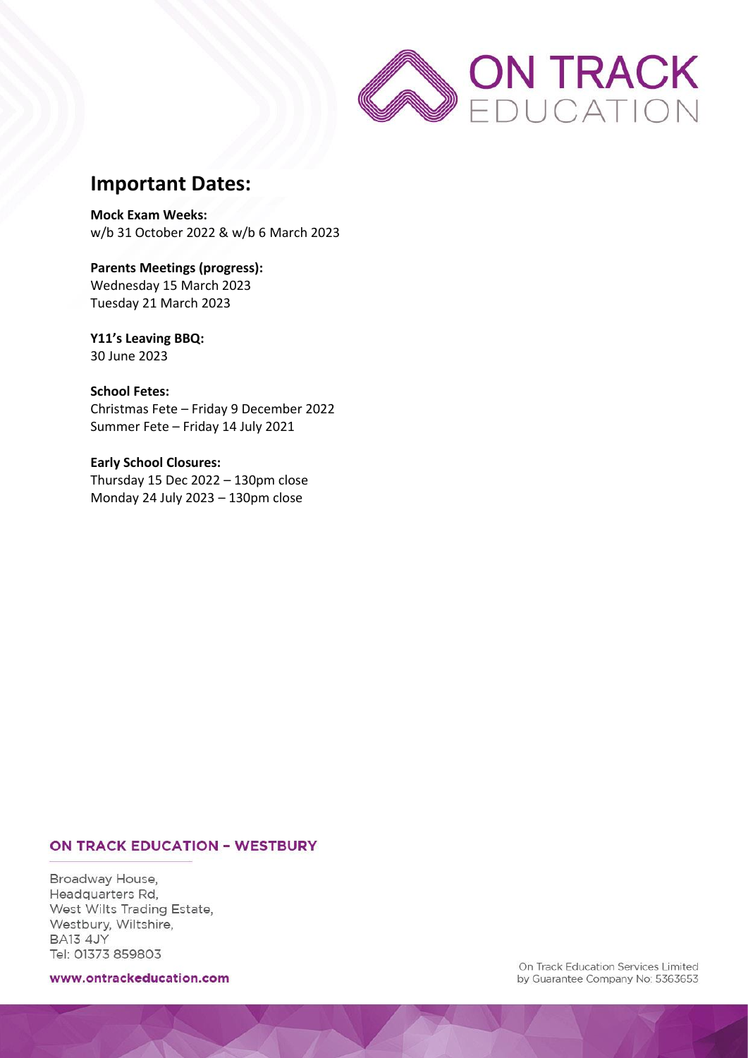## Important Dates:

**Mock Exam Weeks:**
w/b 31 October 2022 & w/b 6 March 2023

**Parents Meetings (progress):**
Wednesday 15 March 2023
Tuesday 21 March 2023

**Y11's Leaving BBQ:**
30 June 2023

**School Fetes:**
Christmas Fete – Friday 9 December 2022
Summer Fete – Friday 14 July 2021

**Early School Closures:**
Thursday 15 Dec 2022 – 130pm close
Monday 24 July 2023 – 130pm close

**ON TRACK EDUCATION – WESTBURY**

Broadway House,
Headquarters Rd,
West Wilts Trading Estate,
Westbury, Wiltshire,
BA13 4JY
Tel: 01373 859803

www.ontrackeducation.com

On Track Education Services Limited
by Guarantee Company No: 5363653